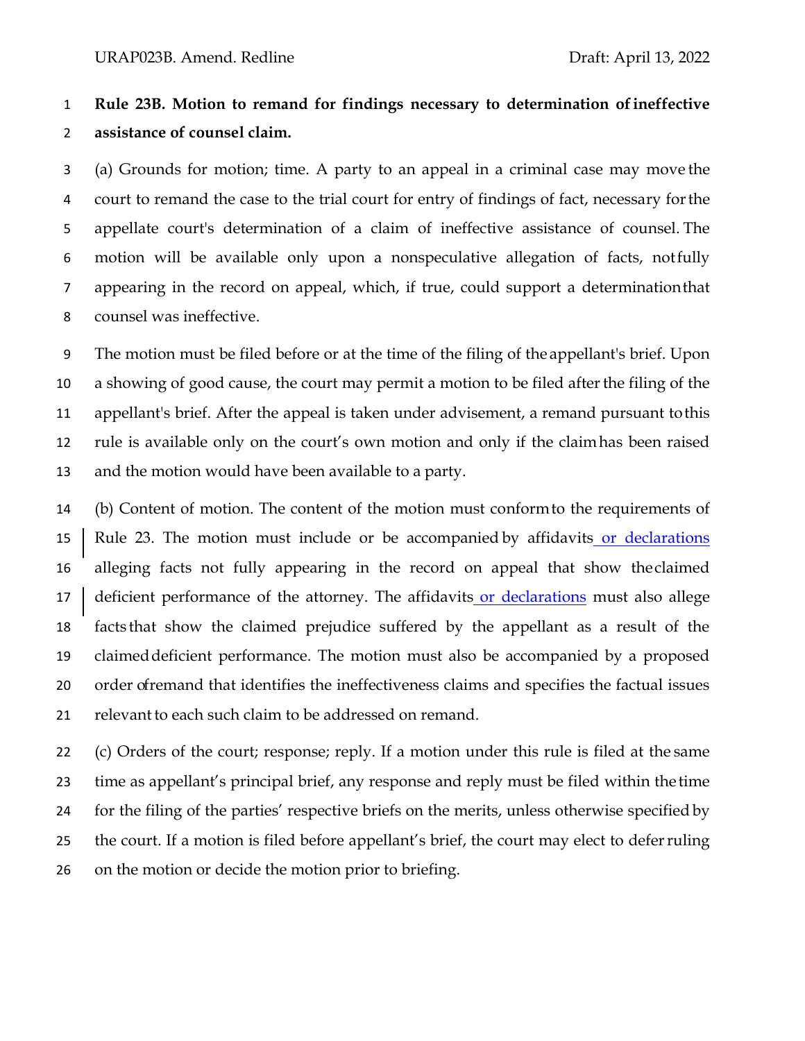**Rule 23B. Motion to remand for findings necessary to determination of ineffective assistance of counsel claim.**

(a) Grounds for motion; time. A party to an appeal in a criminal case may move the court to remand the case to the trial court for entry of findings of fact, necessary for the appellate court's determination of a claim of ineffective assistance of counsel. The motion will be available only upon a nonspeculative allegation of facts, not fully appearing in the record on appeal, which, if true, could support a determination that counsel was ineffective.

The motion must be filed before or at the time of the filing of the appellant's brief. Upon a showing of good cause, the court may permit a motion to be filed after the filing of the appellant's brief. After the appeal is taken under advisement, a remand pursuant to this rule is available only on the court’s own motion and only if the claim has been raised and the motion would have been available to a party.

(b) Content of motion. The content of the motion must conform to the requirements of Rule 23. The motion must include or be accompanied by affidavits or declarations alleging facts not fully appearing in the record on appeal that show the claimed deficient performance of the attorney. The affidavits or declarations must also allege facts that show the claimed prejudice suffered by the appellant as a result of the claimed deficient performance. The motion must also be accompanied by a proposed order of remand that identifies the ineffectiveness claims and specifies the factual issues relevant to each such claim to be addressed on remand.

(c) Orders of the court; response; reply. If a motion under this rule is filed at the same time as appellant’s principal brief, any response and reply must be filed within the time for the filing of the parties’ respective briefs on the merits, unless otherwise specified by the court. If a motion is filed before appellant’s brief, the court may elect to defer ruling on the motion or decide the motion prior to briefing.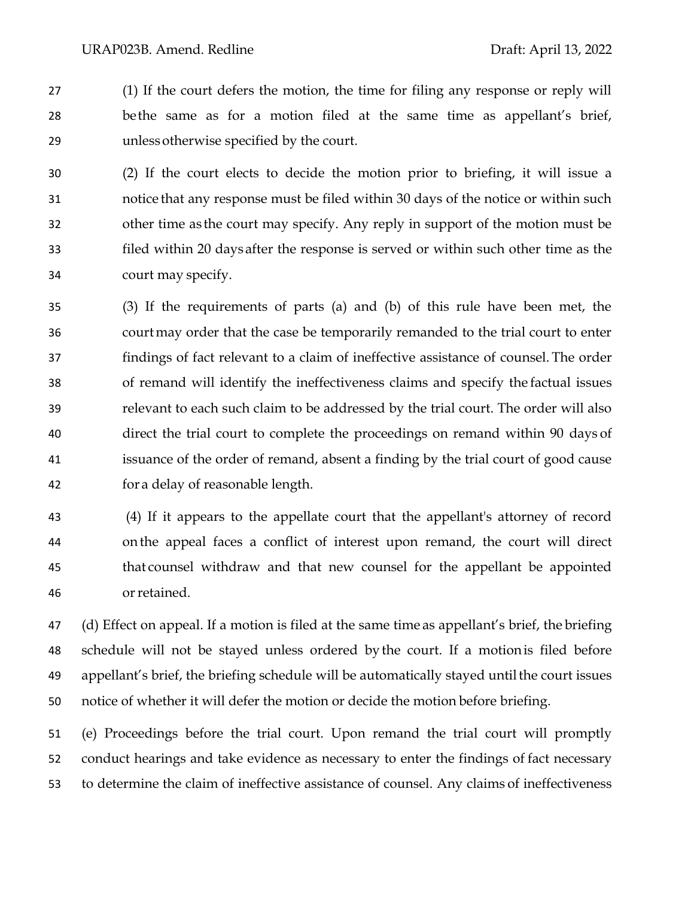(1) If the court defers the motion, the time for filing any response or reply will be the same as for a motion filed at the same time as appellant's brief, unless otherwise specified by the court.

(2) If the court elects to decide the motion prior to briefing, it will issue a notice that any response must be filed within 30 days of the notice or within such other time as the court may specify. Any reply in support of the motion must be filed within 20 days after the response is served or within such other time as the court may specify.

(3) If the requirements of parts (a) and (b) of this rule have been met, the court may order that the case be temporarily remanded to the trial court to enter findings of fact relevant to a claim of ineffective assistance of counsel. The order of remand will identify the ineffectiveness claims and specify the factual issues relevant to each such claim to be addressed by the trial court. The order will also direct the trial court to complete the proceedings on remand within 90 days of issuance of the order of remand, absent a finding by the trial court of good cause for a delay of reasonable length.

(4) If it appears to the appellate court that the appellant's attorney of record on the appeal faces a conflict of interest upon remand, the court will direct that counsel withdraw and that new counsel for the appellant be appointed or retained.

(d) Effect on appeal. If a motion is filed at the same time as appellant's brief, the briefing schedule will not be stayed unless ordered by the court. If a motion is filed before appellant's brief, the briefing schedule will be automatically stayed until the court issues notice of whether it will defer the motion or decide the motion before briefing.

(e) Proceedings before the trial court. Upon remand the trial court will promptly conduct hearings and take evidence as necessary to enter the findings of fact necessary to determine the claim of ineffective assistance of counsel. Any claims of ineffectiveness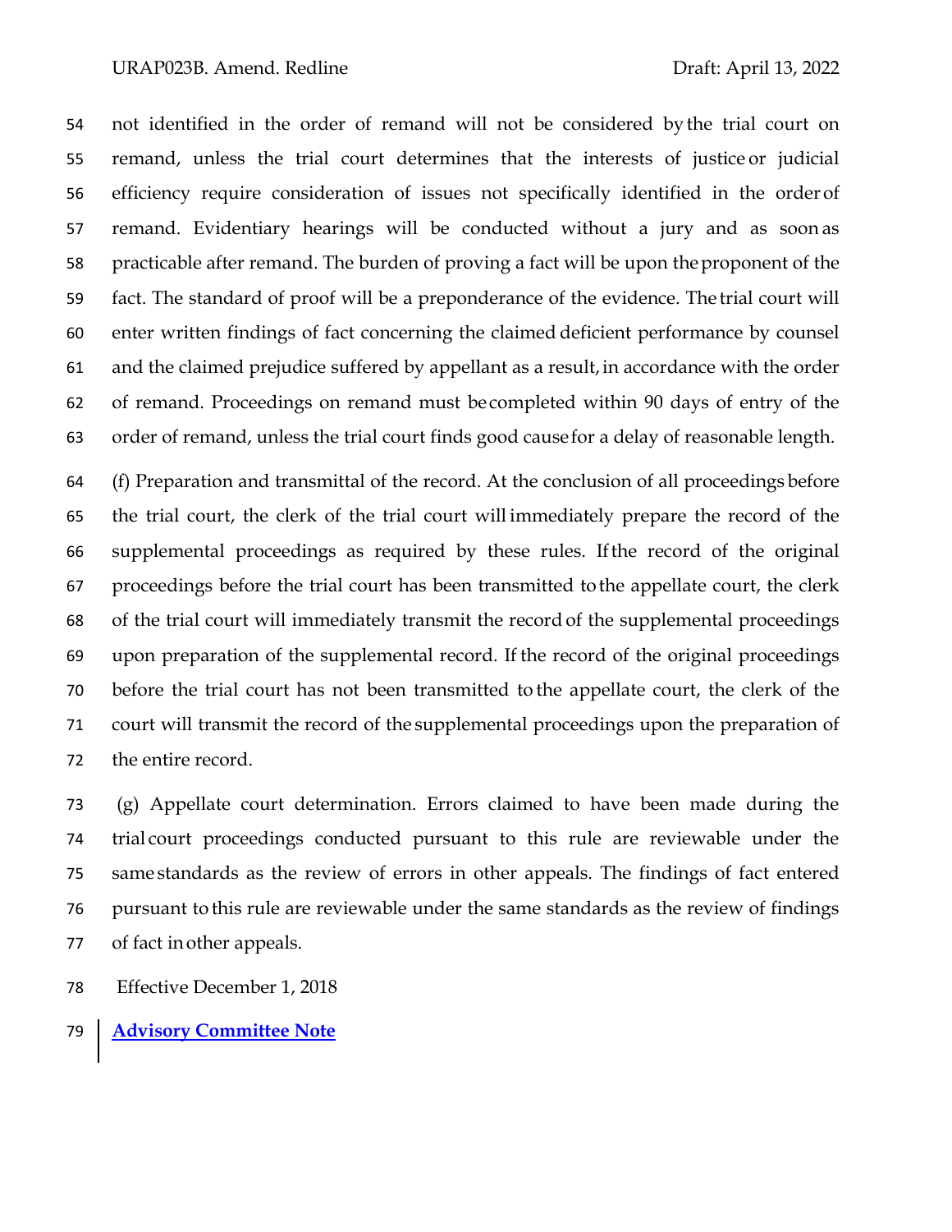not identified in the order of remand will not be considered by the trial court on remand, unless the trial court determines that the interests of justice or judicial efficiency require consideration of issues not specifically identified in the order of remand. Evidentiary hearings will be conducted without a jury and as soon as practicable after remand. The burden of proving a fact will be upon the proponent of the fact. The standard of proof will be a preponderance of the evidence. The trial court will enter written findings of fact concerning the claimed deficient performance by counsel and the claimed prejudice suffered by appellant as a result, in accordance with the order of remand. Proceedings on remand must be completed within 90 days of entry of the order of remand, unless the trial court finds good cause for a delay of reasonable length.

(f) Preparation and transmittal of the record. At the conclusion of all proceedings before the trial court, the clerk of the trial court will immediately prepare the record of the supplemental proceedings as required by these rules. If the record of the original proceedings before the trial court has been transmitted to the appellate court, the clerk of the trial court will immediately transmit the record of the supplemental proceedings upon preparation of the supplemental record. If the record of the original proceedings before the trial court has not been transmitted to the appellate court, the clerk of the court will transmit the record of the supplemental proceedings upon the preparation of the entire record.

(g) Appellate court determination. Errors claimed to have been made during the trial court proceedings conducted pursuant to this rule are reviewable under the same standards as the review of errors in other appeals. The findings of fact entered pursuant to this rule are reviewable under the same standards as the review of findings of fact in other appeals.

Effective December 1, 2018

**Advisory Committee Note**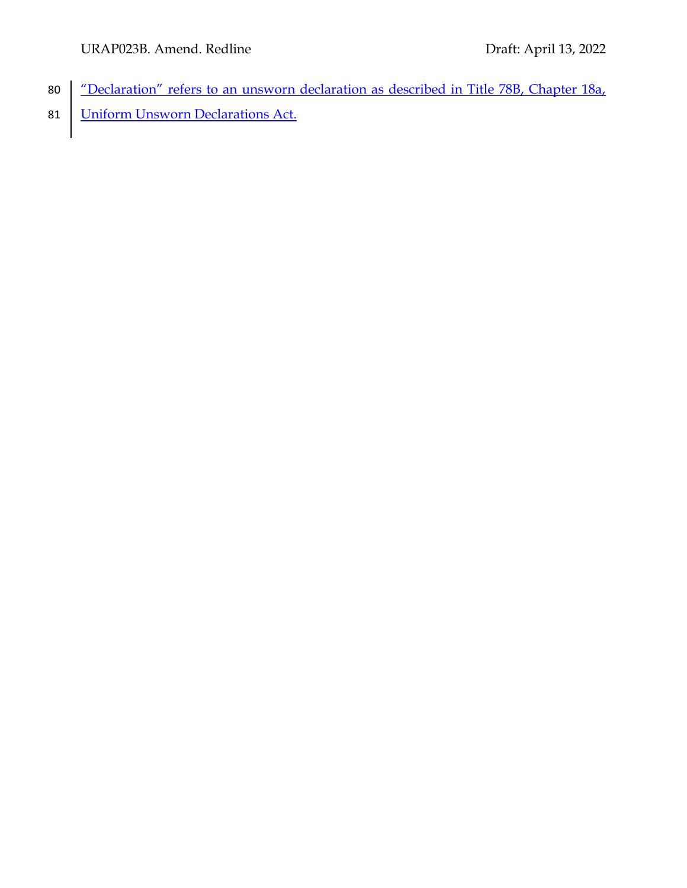"Declaration" refers to an unsworn declaration as described in Title 78B, Chapter 18a, Uniform Unsworn Declarations Act.